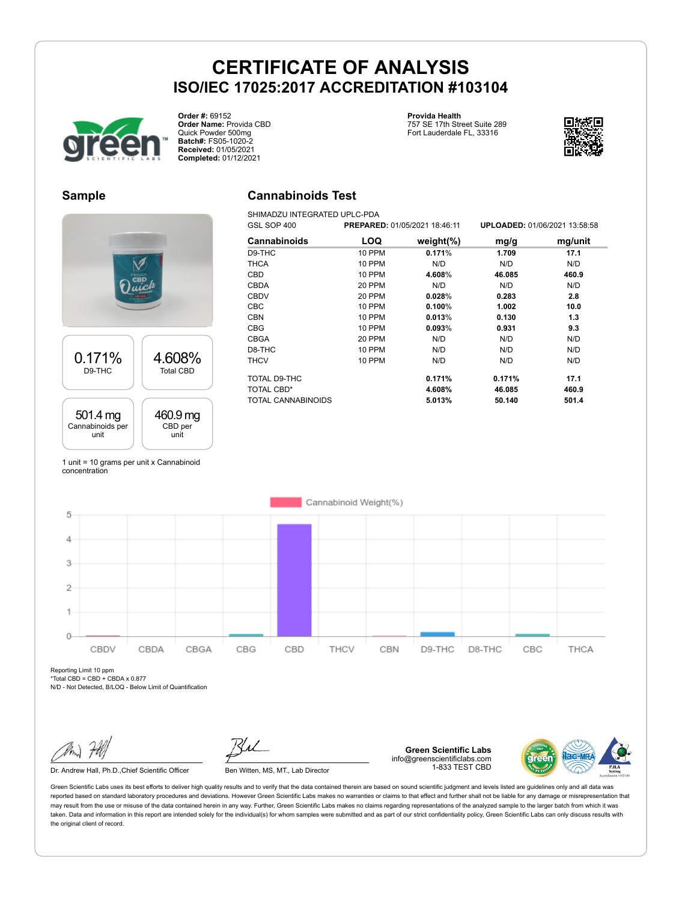# CERTIFICATE OF ANALYSIS

## ISO/IEC 17025:2017 ACCREDITATION #103104

**Order #:** 69152
**Order Name:** Provida CBD Quick Powder 500mg
**Batch#:** FS05-1020-2
**Received:** 01/05/2021
**Completed:** 01/12/2021

**Provida Health**
757 SE 17th Street Suite 289
Fort Lauderdale FL, 33316

## Sample

| 0.171% | 4.608% |
|---|---|
| D9-THC | Total CBD |

| 501.4 mg | 460.9 mg |
|---|---|
| Cannabinoids per unit | CBD per unit |

1 unit = 10 grams per unit x Cannabinoid concentration

## Cannabinoids Test

SHIMADZU INTEGRATED UPLC-PDA
GSL SOP 400 **PREPARED:** 01/05/2021 18:46:11 **UPLOADED:** 01/06/2021 13:58:58

| Cannabinoids | LOQ | weight(%) | mg/g | mg/unit |
|---|---|---|---|---|
| D9-THC | 10 PPM | **0.171%** | **1.709** | **17.1** |
| THCA | 10 PPM | N/D | N/D | N/D |
| CBD | 10 PPM | **4.608%** | **46.085** | **460.9** |
| CBDA | 20 PPM | N/D | N/D | N/D |
| CBDV | 20 PPM | **0.028%** | **0.283** | **2.8** |
| CBC | 10 PPM | **0.100%** | **1.002** | **10.0** |
| CBN | 10 PPM | **0.013%** | **0.130** | **1.3** |
| CBG | 10 PPM | **0.093%** | **0.931** | **9.3** |
| CBGA | 20 PPM | N/D | N/D | N/D |
| D8-THC | 10 PPM | N/D | N/D | N/D |
| THCV | 10 PPM | N/D | N/D | N/D |
| TOTAL D9-THC | | **0.171%** | **0.171%** | **17.1** |
| TOTAL CBD* | | **4.608%** | **46.085** | **460.9** |
| TOTAL CANNABINOIDS | | **5.013%** | **50.140** | **501.4** |

Cannabinoid Weight(%)

Reporting Limit 10 ppm
*Total CBD = CBD + CBDA x 0.877
N/D - Not Detected, B/LOQ - Below Limit of Quantification

Dr. Andrew Hall, Ph.D.,Chief Scientific Officer

Ben Witten, MS, MT., Lab Director

**Green Scientific Labs**
info@greenscientificlabs.com
1-833 TEST CBD

Green Scientific Labs uses its best efforts to deliver high quality results and to verify that the data contained therein are based on sound scientific judgment and levels listed are guidelines only and all data was reported based on standard laboratory procedures and deviations. However Green Scientific Labs makes no warranties or claims to that effect and further shall not be liable for any damage or misrepresentation that may result from the use or misuse of the data contained herein in any way. Further, Green Scientific Labs makes no claims regarding representations of the analyzed sample to the larger batch from which it was taken. Data and information in this report are intended solely for the individual(s) for whom samples were submitted and as part of our strict confidentiality policy, Green Scientific Labs can only discuss results with the original client of record.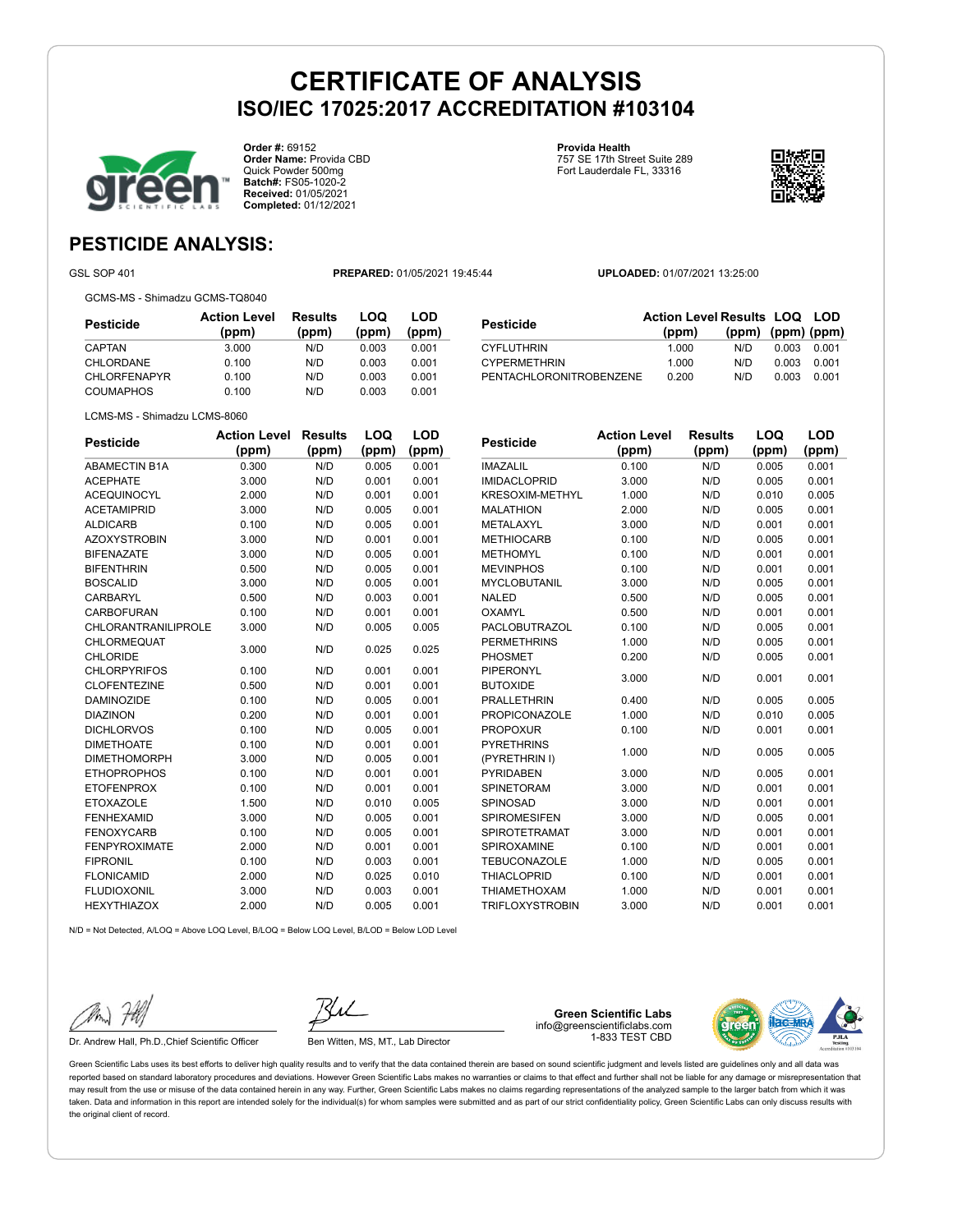# CERTIFICATE OF ANALYSIS
## ISO/IEC 17025:2017 ACCREDITATION #103104

**Order #:** 69152
**Order Name:** Provida CBD
Quick Powder 500mg
**Batch#:** FS05-1020-2
**Received:** 01/05/2021
**Completed:** 01/12/2021

**Provida Health**
757 SE 17th Street Suite 289
Fort Lauderdale FL, 33316

## PESTICIDE ANALYSIS:

GSL SOP 401 **PREPARED:** 01/05/2021 19:45:44 **UPLOADED:** 01/07/2021 13:25:00

GCMS-MS - Shimadzu GCMS-TQ8040

| Pesticide | Action Level (ppm) | Results (ppm) | LOQ (ppm) | LOD (ppm) |
|---|---|---|---|---|
| CAPTAN | 3.000 | N/D | 0.003 | 0.001 |
| CHLORDANE | 0.100 | N/D | 0.003 | 0.001 |
| CHLORFENAPYR | 0.100 | N/D | 0.003 | 0.001 |
| COUMAPHOS | 0.100 | N/D | 0.003 | 0.001 |
| CYFLUTHRIN | 1.000 | N/D | 0.003 | 0.001 |
| CYPERMETHRIN | 1.000 | N/D | 0.003 | 0.001 |
| PENTACHLORONITROBENZENE | 0.200 | N/D | 0.003 | 0.001 |

LCMS-MS - Shimadzu LCMS-8060

| Pesticide | Action Level (ppm) | Results (ppm) | LOQ (ppm) | LOD (ppm) |
|---|---|---|---|---|
| ABAMECTIN B1A | 0.300 | N/D | 0.005 | 0.001 |
| ACEPHATE | 3.000 | N/D | 0.001 | 0.001 |
| ACEQUINOCYL | 2.000 | N/D | 0.001 | 0.001 |
| ACETAMIPRID | 3.000 | N/D | 0.005 | 0.001 |
| ALDICARB | 0.100 | N/D | 0.005 | 0.001 |
| AZOXYSTROBIN | 3.000 | N/D | 0.001 | 0.001 |
| BIFENAZATE | 3.000 | N/D | 0.005 | 0.001 |
| BIFENTHRIN | 0.500 | N/D | 0.005 | 0.001 |
| BOSCALID | 3.000 | N/D | 0.005 | 0.001 |
| CARBARYL | 0.500 | N/D | 0.003 | 0.001 |
| CARBOFURAN | 0.100 | N/D | 0.001 | 0.001 |
| CHLORANTRANILIPROLE | 3.000 | N/D | 0.005 | 0.005 |
| CHLORMEQUAT CHLORIDE | 3.000 | N/D | 0.025 | 0.025 |
| CHLORPYRIFOS | 0.100 | N/D | 0.001 | 0.001 |
| CLOFENTEZINE | 0.500 | N/D | 0.001 | 0.001 |
| DAMINOZIDE | 0.100 | N/D | 0.005 | 0.001 |
| DIAZINON | 0.200 | N/D | 0.001 | 0.001 |
| DICHLORVOS | 0.100 | N/D | 0.005 | 0.001 |
| DIMETHOATE | 0.100 | N/D | 0.001 | 0.001 |
| DIMETHOMORPH | 3.000 | N/D | 0.005 | 0.001 |
| ETHOPROPHOS | 0.100 | N/D | 0.001 | 0.001 |
| ETOFENPROX | 0.100 | N/D | 0.001 | 0.001 |
| ETOXAZOLE | 1.500 | N/D | 0.010 | 0.005 |
| FENHEXAMID | 3.000 | N/D | 0.005 | 0.001 |
| FENOXYCARB | 0.100 | N/D | 0.005 | 0.001 |
| FENPYROXIMATE | 2.000 | N/D | 0.001 | 0.001 |
| FIPRONIL | 0.100 | N/D | 0.003 | 0.001 |
| FLONICAMID | 2.000 | N/D | 0.025 | 0.010 |
| FLUDIOXONIL | 3.000 | N/D | 0.003 | 0.001 |
| HEXYTHIAZOX | 2.000 | N/D | 0.005 | 0.001 |
| IMAZALIL | 0.100 | N/D | 0.005 | 0.001 |
| IMIDACLOPRID | 3.000 | N/D | 0.005 | 0.001 |
| KRESOXIM-METHYL | 1.000 | N/D | 0.010 | 0.005 |
| MALATHION | 2.000 | N/D | 0.005 | 0.001 |
| METALAXYL | 3.000 | N/D | 0.001 | 0.001 |
| METHIOCARB | 0.100 | N/D | 0.005 | 0.001 |
| METHOMYL | 0.100 | N/D | 0.001 | 0.001 |
| MEVINPHOS | 0.100 | N/D | 0.001 | 0.001 |
| MYCLOBUTANIL | 3.000 | N/D | 0.005 | 0.001 |
| NALED | 0.500 | N/D | 0.005 | 0.001 |
| OXAMYL | 0.500 | N/D | 0.001 | 0.001 |
| PACLOBUTRAZOL | 0.100 | N/D | 0.005 | 0.001 |
| PERMETHRINS | 1.000 | N/D | 0.005 | 0.001 |
| PHOSMET | 0.200 | N/D | 0.005 | 0.001 |
| PIPERONYL BUTOXIDE | 3.000 | N/D | 0.001 | 0.001 |
| PRALLETHRIN | 0.400 | N/D | 0.005 | 0.005 |
| PROPICONAZOLE | 1.000 | N/D | 0.010 | 0.005 |
| PROPOXUR | 0.100 | N/D | 0.001 | 0.001 |
| PYRETHRINS (PYRETHRIN I) | 1.000 | N/D | 0.005 | 0.005 |
| PYRIDABEN | 3.000 | N/D | 0.005 | 0.001 |
| SPINETORAM | 3.000 | N/D | 0.001 | 0.001 |
| SPINOSAD | 3.000 | N/D | 0.001 | 0.001 |
| SPIROMESIFEN | 3.000 | N/D | 0.005 | 0.001 |
| SPIROTETRAMAT | 3.000 | N/D | 0.001 | 0.001 |
| SPIROXAMINE | 0.100 | N/D | 0.001 | 0.001 |
| TEBUCONAZOLE | 1.000 | N/D | 0.005 | 0.001 |
| THIACLOPRID | 0.100 | N/D | 0.001 | 0.001 |
| THIAMETHOXAM | 1.000 | N/D | 0.001 | 0.001 |
| TRIFLOXYSTROBIN | 3.000 | N/D | 0.001 | 0.001 |

N/D = Not Detected, A/LOQ = Above LOQ Level, B/LOQ = Below LOQ Level, B/LOD = Below LOD Level

Dr. Andrew Hall, Ph.D.,Chief Scientific Officer

Ben Witten, MS, MT., Lab Director

**Green Scientific Labs**
info@greenscientificlabs.com
1-833 TEST CBD

Green Scientific Labs uses its best efforts to deliver high quality results and to verify that the data contained therein are based on sound scientific judgment and levels listed are guidelines only and all data was reported based on standard laboratory procedures and deviations. However Green Scientific Labs makes no warranties or claims to that effect and further shall not be liable for any damage or misrepresentation that may result from the use or misuse of the data contained herein in any way. Further, Green Scientific Labs makes no claims regarding representations of the analyzed sample to the larger batch from which it was taken. Data and information in this report are intended solely for the individual(s) for whom samples were submitted and as part of our strict confidentiality policy, Green Scientific Labs can only discuss results with the original client of record.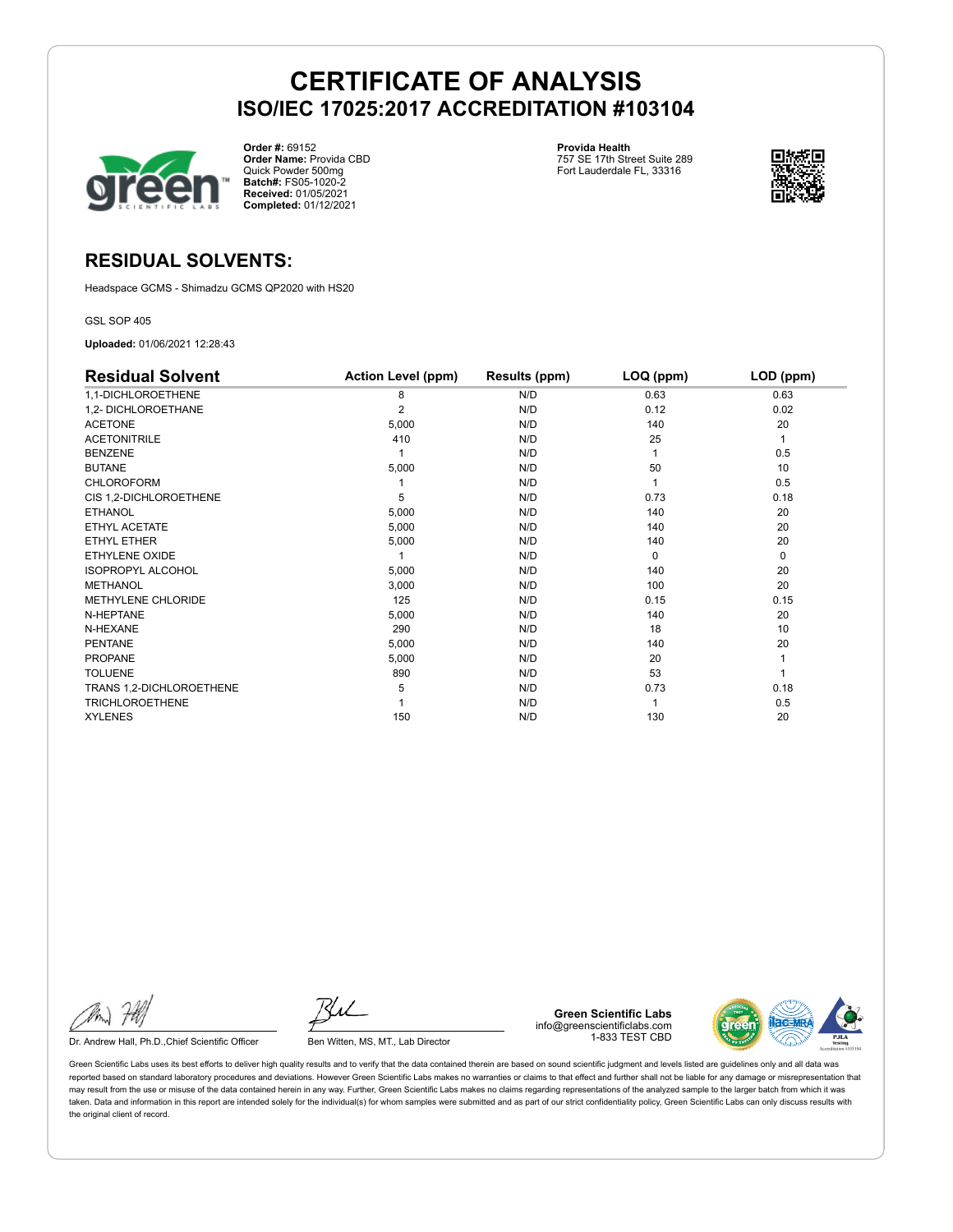# CERTIFICATE OF ANALYSIS
## ISO/IEC 17025:2017 ACCREDITATION #103104

**Order #:** 69152
**Order Name:** Provida CBD
Quick Powder 500mg
**Batch#:** FS05-1020-2
**Received:** 01/05/2021
**Completed:** 01/12/2021

**Provida Health**
757 SE 17th Street Suite 289
Fort Lauderdale FL, 33316

## RESIDUAL SOLVENTS:

Headspace GCMS - Shimadzu GCMS QP2020 with HS20

GSL SOP 405

**Uploaded:** 01/06/2021 12:28:43

| Residual Solvent | Action Level (ppm) | Results (ppm) | LOQ (ppm) | LOD (ppm) |
|---|---|---|---|---|
| 1,1-DICHLOROETHENE | 8 | N/D | 0.63 | 0.63 |
| 1,2- DICHLOROETHANE | 2 | N/D | 0.12 | 0.02 |
| ACETONE | 5,000 | N/D | 140 | 20 |
| ACETONITRILE | 410 | N/D | 25 | 1 |
| BENZENE | 1 | N/D | 1 | 0.5 |
| BUTANE | 5,000 | N/D | 50 | 10 |
| CHLOROFORM | 1 | N/D | 1 | 0.5 |
| CIS 1,2-DICHLOROETHENE | 5 | N/D | 0.73 | 0.18 |
| ETHANOL | 5,000 | N/D | 140 | 20 |
| ETHYL ACETATE | 5,000 | N/D | 140 | 20 |
| ETHYL ETHER | 5,000 | N/D | 140 | 20 |
| ETHYLENE OXIDE | 1 | N/D | 0 | 0 |
| ISOPROPYL ALCOHOL | 5,000 | N/D | 140 | 20 |
| METHANOL | 3,000 | N/D | 100 | 20 |
| METHYLENE CHLORIDE | 125 | N/D | 0.15 | 0.15 |
| N-HEPTANE | 5,000 | N/D | 140 | 20 |
| N-HEXANE | 290 | N/D | 18 | 10 |
| PENTANE | 5,000 | N/D | 140 | 20 |
| PROPANE | 5,000 | N/D | 20 | 1 |
| TOLUENE | 890 | N/D | 53 | 1 |
| TRANS 1,2-DICHLOROETHENE | 5 | N/D | 0.73 | 0.18 |
| TRICHLOROETHENE | 1 | N/D | 1 | 0.5 |
| XYLENES | 150 | N/D | 130 | 20 |

Dr. Andrew Hall, Ph.D.,Chief Scientific Officer

Ben Witten, MS, MT., Lab Director

**Green Scientific Labs**
info@greenscientificlabs.com
1-833 TEST CBD

Green Scientific Labs uses its best efforts to deliver high quality results and to verify that the data contained therein are based on sound scientific judgment and levels listed are guidelines only and all data was reported based on standard laboratory procedures and deviations. However Green Scientific Labs makes no warranties or claims to that effect and further shall not be liable for any damage or misrepresentation that may result from the use or misuse of the data contained herein in any way. Further, Green Scientific Labs makes no claims regarding representations of the analyzed sample to the larger batch from which it was taken. Data and information in this report are intended solely for the individual(s) for whom samples were submitted and as part of our strict confidentiality policy, Green Scientific Labs can only discuss results with the original client of record.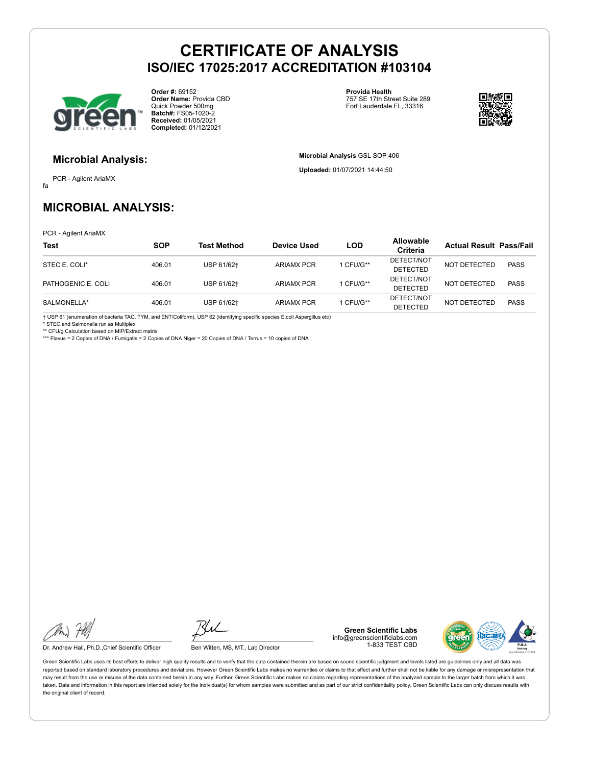# CERTIFICATE OF ANALYSIS

## ISO/IEC 17025:2017 ACCREDITATION #103104

**Order #:** 69152
**Order Name:** Provida CBD Quick Powder 500mg
**Batch#:** FS05-1020-2
**Received:** 01/05/2021
**Completed:** 01/12/2021

**Provida Health**
757 SE 17th Street Suite 289
Fort Lauderdale FL, 33316

### Microbial Analysis:

PCR - Agilent AriaMX
fa

**Microbial Analysis** GSL SOP 406

**Uploaded:** 01/07/2021 14:44:50

## MICROBIAL ANALYSIS:

PCR - Agilent AriaMX

| Test | SOP | Test Method | Device Used | LOD | Allowable Criteria | Actual Result | Pass/Fail |
|---|---|---|---|---|---|---|---|
| STEC E. COLI* | 406.01 | USP 61/62† | ARIAMX PCR | 1 CFU/G** | DETECT/NOT DETECTED | NOT DETECTED | PASS |
| PATHOGENIC E. COLI | 406.01 | USP 61/62† | ARIAMX PCR | 1 CFU/G** | DETECT/NOT DETECTED | NOT DETECTED | PASS |
| SALMONELLA* | 406.01 | USP 61/62† | ARIAMX PCR | 1 CFU/G** | DETECT/NOT DETECTED | NOT DETECTED | PASS |

† USP 61 (enumeration of bacteria TAC, TYM, and ENT/Coliform), USP 62 (identifying specific species E.coli Aspergillus etc)
* STEC and Salmonella run as Multiplex
** CFU/g Calculation based on MIP/Extract matrix
*** Flavus = 2 Copies of DNA / Fumigatis = 2 Copies of DNA Niger = 20 Copies of DNA / Terrus = 10 copies of DNA

Dr. Andrew Hall, Ph.D.,Chief Scientific Officer

Ben Witten, MS, MT., Lab Director

**Green Scientific Labs**
info@greenscientificlabs.com
1-833 TEST CBD

Green Scientific Labs uses its best efforts to deliver high quality results and to verify that the data contained therein are based on sound scientific judgment and levels listed are guidelines only and all data was reported based on standard laboratory procedures and deviations. However Green Scientific Labs makes no warranties or claims to that effect and further shall not be liable for any damage or misrepresentation that may result from the use or misuse of the data contained herein in any way. Further, Green Scientific Labs makes no claims regarding representations of the analyzed sample to the larger batch from which it was taken. Data and information in this report are intended solely for the individual(s) for whom samples were submitted and as part of our strict confidentiality policy, Green Scientific Labs can only discuss results with the original client of record.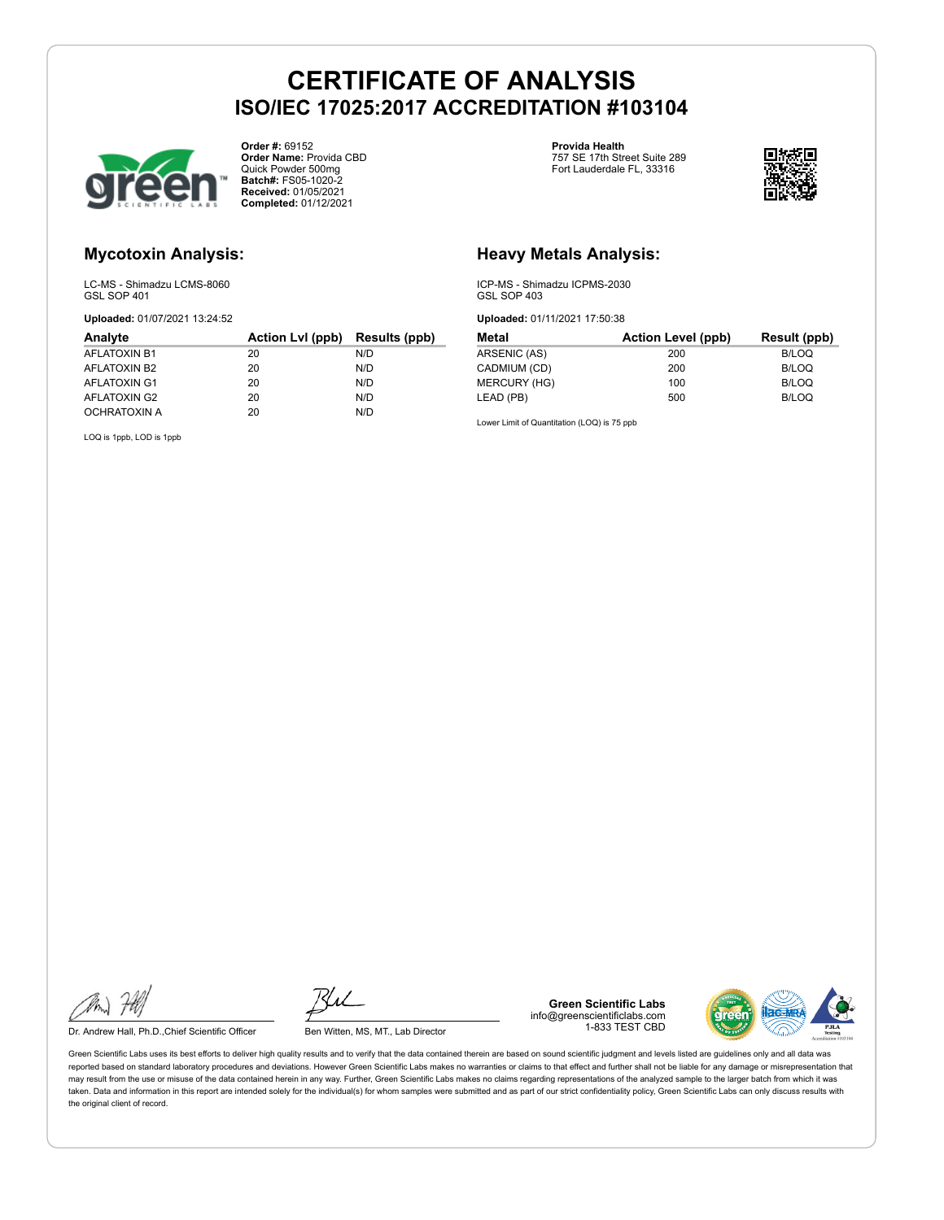# CERTIFICATE OF ANALYSIS

## ISO/IEC 17025:2017 ACCREDITATION #103104

**Order #:** 69152
**Order Name:** Provida CBD Quick Powder 500mg
**Batch#:** FS05-1020-2
**Received:** 01/05/2021
**Completed:** 01/12/2021

**Provida Health**
757 SE 17th Street Suite 289
Fort Lauderdale FL, 33316

## Mycotoxin Analysis:

LC-MS - Shimadzu LCMS-8060
GSL SOP 401

**Uploaded:** 01/07/2021 13:24:52

| Analyte | Action Lvl (ppb) | Results (ppb) |
|---|---|---|
| AFLATOXIN B1 | 20 | N/D |
| AFLATOXIN B2 | 20 | N/D |
| AFLATOXIN G1 | 20 | N/D |
| AFLATOXIN G2 | 20 | N/D |
| OCHRATOXIN A | 20 | N/D |

LOQ is 1ppb, LOD is 1ppb

## Heavy Metals Analysis:

ICP-MS - Shimadzu ICPMS-2030
GSL SOP 403

**Uploaded:** 01/11/2021 17:50:38

| Metal | Action Level (ppb) | Result (ppb) |
|---|---|---|
| ARSENIC (AS) | 200 | B/LOQ |
| CADMIUM (CD) | 200 | B/LOQ |
| MERCURY (HG) | 100 | B/LOQ |
| LEAD (PB) | 500 | B/LOQ |

Lower Limit of Quantitation (LOQ) is 75 ppb

Dr. Andrew Hall, Ph.D.,Chief Scientific Officer

Ben Witten, MS, MT., Lab Director

**Green Scientific Labs**
info@greenscientificlabs.com
1-833 TEST CBD

Green Scientific Labs uses its best efforts to deliver high quality results and to verify that the data contained therein are based on sound scientific judgment and levels listed are guidelines only and all data was reported based on standard laboratory procedures and deviations. However Green Scientific Labs makes no warranties or claims to that effect and further shall not be liable for any damage or misrepresentation that may result from the use or misuse of the data contained herein in any way. Further, Green Scientific Labs makes no claims regarding representations of the analyzed sample to the larger batch from which it was taken. Data and information in this report are intended solely for the individual(s) for whom samples were submitted and as part of our strict confidentiality policy, Green Scientific Labs can only discuss results with the original client of record.